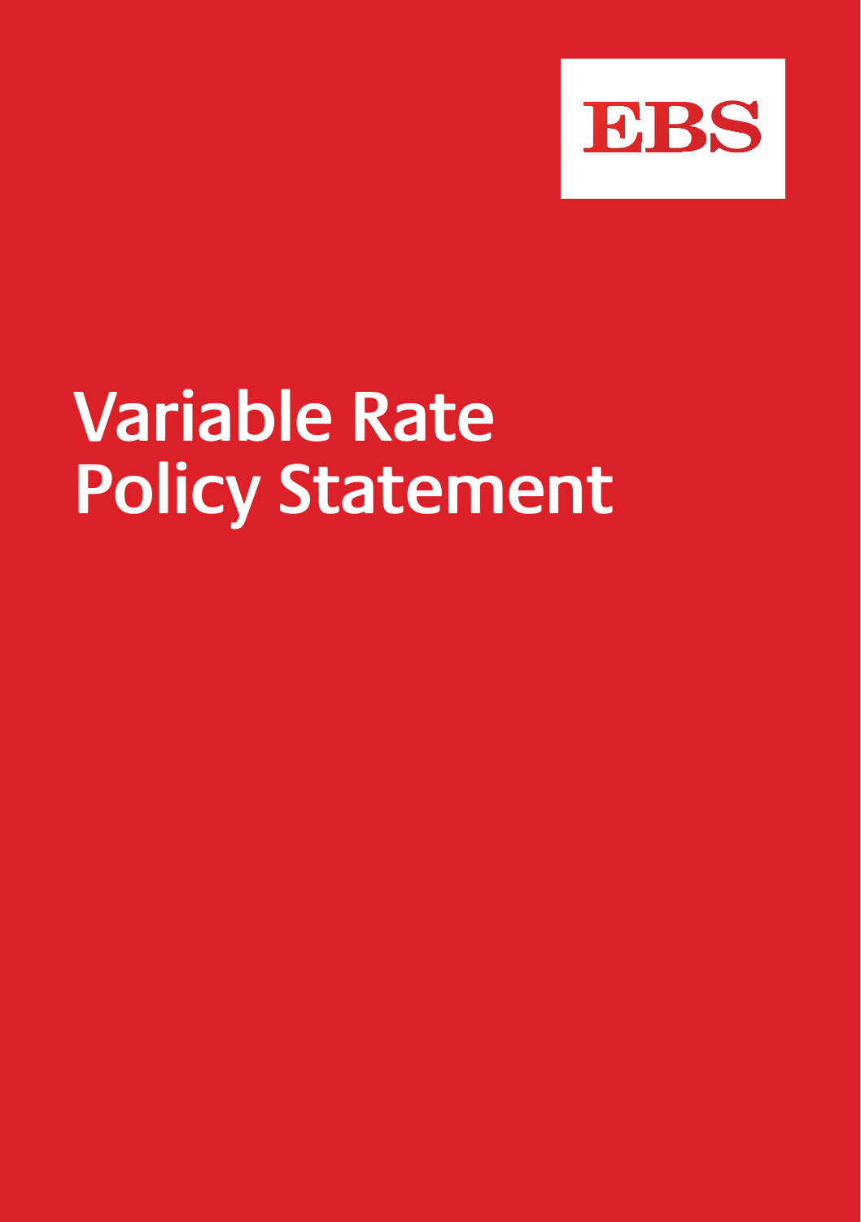EBS

# Variable Rate Policy Statement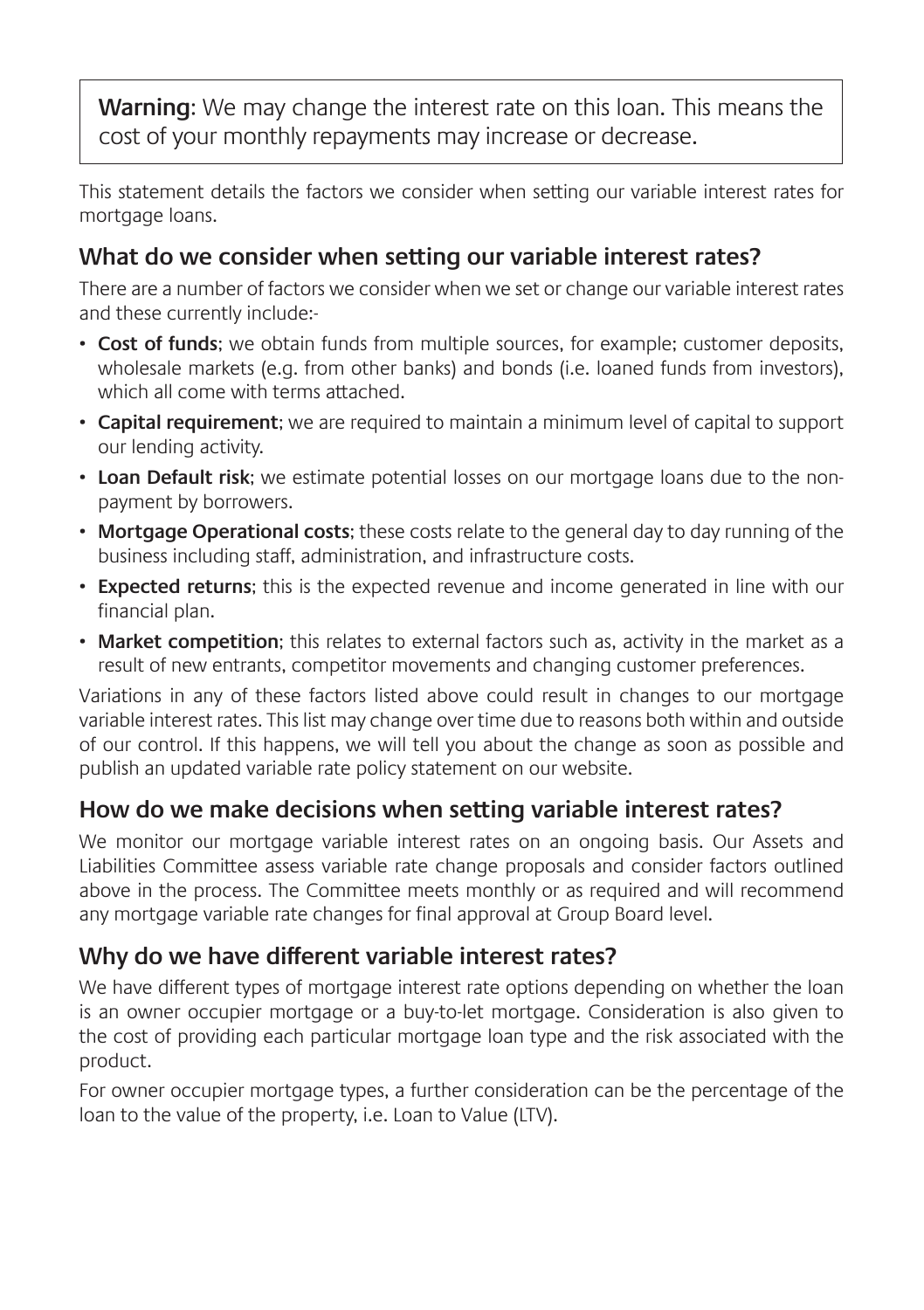**Warning**: We may change the interest rate on this loan. This means the cost of your monthly repayments may increase or decrease.

This statement details the factors we consider when setting our variable interest rates for mortgage loans.

## What do we consider when setting our variable interest rates?

There are a number of factors we consider when we set or change our variable interest rates and these currently include:-

- **Cost of funds**; we obtain funds from multiple sources, for example; customer deposits, wholesale markets (e.g. from other banks) and bonds (i.e. loaned funds from investors), which all come with terms attached.
- **Capital requirement**; we are required to maintain a minimum level of capital to support our lending activity.
- **Loan Default risk**; we estimate potential losses on our mortgage loans due to the non-payment by borrowers.
- **Mortgage Operational costs**; these costs relate to the general day to day running of the business including staff, administration, and infrastructure costs.
- **Expected returns**; this is the expected revenue and income generated in line with our financial plan.
- **Market competition**; this relates to external factors such as, activity in the market as a result of new entrants, competitor movements and changing customer preferences.

Variations in any of these factors listed above could result in changes to our mortgage variable interest rates. This list may change over time due to reasons both within and outside of our control. If this happens, we will tell you about the change as soon as possible and publish an updated variable rate policy statement on our website.

## How do we make decisions when setting variable interest rates?

We monitor our mortgage variable interest rates on an ongoing basis. Our Assets and Liabilities Committee assess variable rate change proposals and consider factors outlined above in the process. The Committee meets monthly or as required and will recommend any mortgage variable rate changes for final approval at Group Board level.

## Why do we have different variable interest rates?

We have different types of mortgage interest rate options depending on whether the loan is an owner occupier mortgage or a buy-to-let mortgage. Consideration is also given to the cost of providing each particular mortgage loan type and the risk associated with the product.

For owner occupier mortgage types, a further consideration can be the percentage of the loan to the value of the property, i.e. Loan to Value (LTV).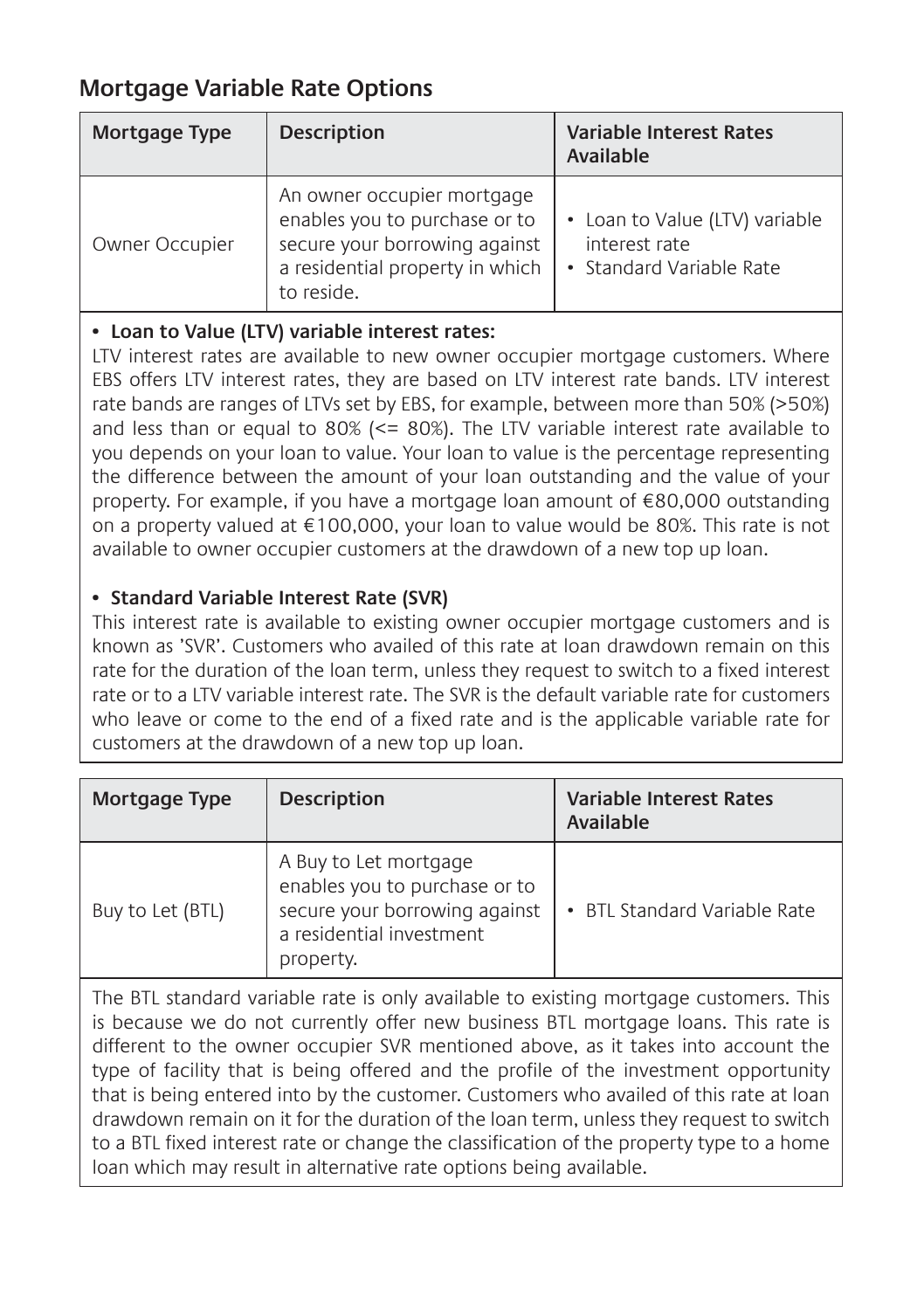## Mortgage Variable Rate Options

| Mortgage Type | Description | Variable Interest Rates Available |
|---|---|---|
| Owner Occupier | An owner occupier mortgage enables you to purchase or to secure your borrowing against a residential property in which to reside. | • Loan to Value (LTV) variable interest rate<br>• Standard Variable Rate |

- **Loan to Value (LTV) variable interest rates:**

LTV interest rates are available to new owner occupier mortgage customers. Where EBS offers LTV interest rates, they are based on LTV interest rate bands. LTV interest rate bands are ranges of LTVs set by EBS, for example, between more than 50% (>50%) and less than or equal to 80% (<= 80%). The LTV variable interest rate available to you depends on your loan to value. Your loan to value is the percentage representing the difference between the amount of your loan outstanding and the value of your property. For example, if you have a mortgage loan amount of €80,000 outstanding on a property valued at €100,000, your loan to value would be 80%. This rate is not available to owner occupier customers at the drawdown of a new top up loan.

- **Standard Variable Interest Rate (SVR)**

This interest rate is available to existing owner occupier mortgage customers and is known as 'SVR'. Customers who availed of this rate at loan drawdown remain on this rate for the duration of the loan term, unless they request to switch to a fixed interest rate or to a LTV variable interest rate. The SVR is the default variable rate for customers who leave or come to the end of a fixed rate and is the applicable variable rate for customers at the drawdown of a new top up loan.

| Mortgage Type | Description | Variable Interest Rates Available |
|---|---|---|
| Buy to Let (BTL) | A Buy to Let mortgage enables you to purchase or to secure your borrowing against a residential investment property. | • BTL Standard Variable Rate |

The BTL standard variable rate is only available to existing mortgage customers. This is because we do not currently offer new business BTL mortgage loans. This rate is different to the owner occupier SVR mentioned above, as it takes into account the type of facility that is being offered and the profile of the investment opportunity that is being entered into by the customer. Customers who availed of this rate at loan drawdown remain on it for the duration of the loan term, unless they request to switch to a BTL fixed interest rate or change the classification of the property type to a home loan which may result in alternative rate options being available.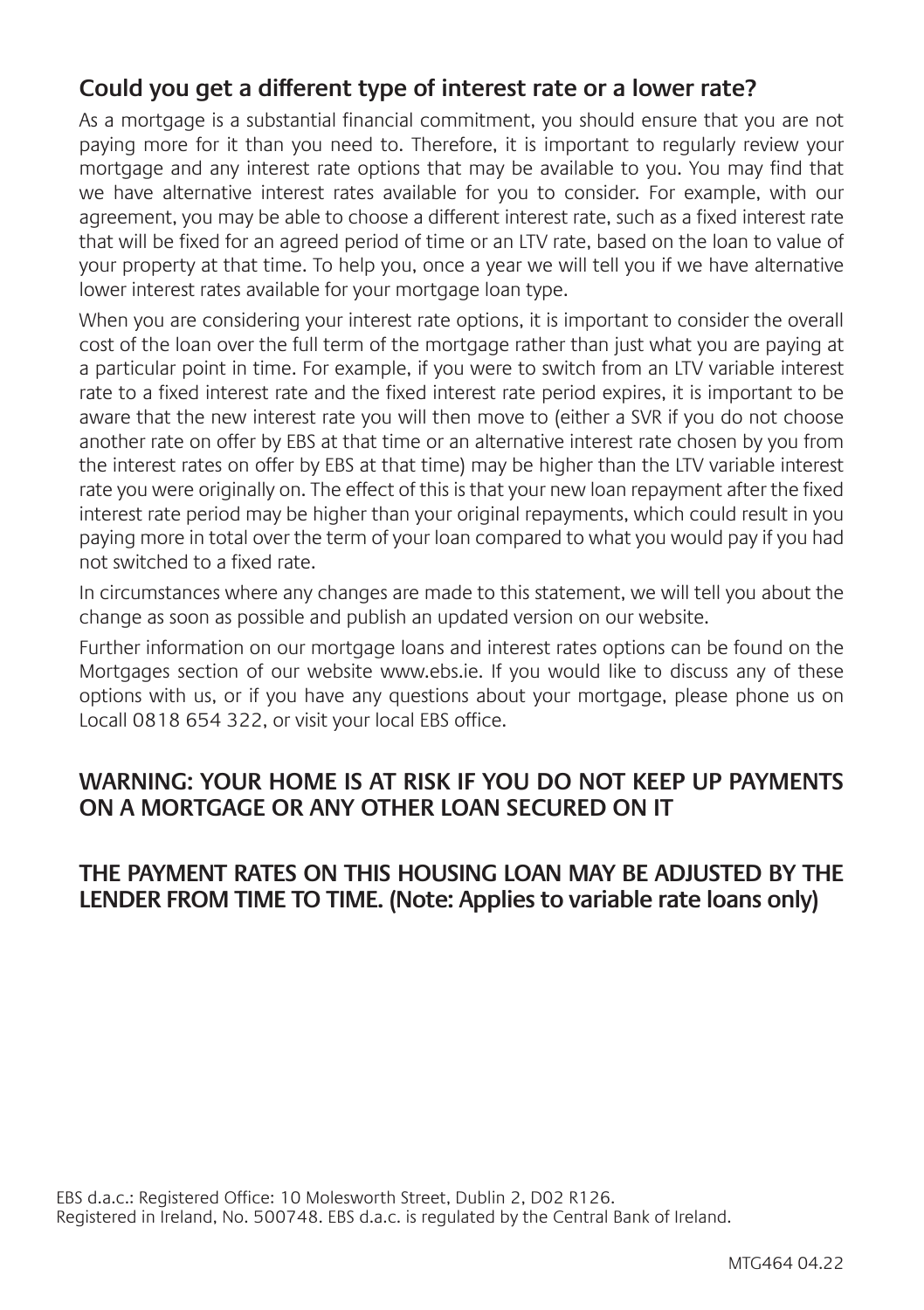## Could you get a different type of interest rate or a lower rate?

As a mortgage is a substantial financial commitment, you should ensure that you are not paying more for it than you need to. Therefore, it is important to regularly review your mortgage and any interest rate options that may be available to you. You may find that we have alternative interest rates available for you to consider. For example, with our agreement, you may be able to choose a different interest rate, such as a fixed interest rate that will be fixed for an agreed period of time or an LTV rate, based on the loan to value of your property at that time. To help you, once a year we will tell you if we have alternative lower interest rates available for your mortgage loan type.

When you are considering your interest rate options, it is important to consider the overall cost of the loan over the full term of the mortgage rather than just what you are paying at a particular point in time. For example, if you were to switch from an LTV variable interest rate to a fixed interest rate and the fixed interest rate period expires, it is important to be aware that the new interest rate you will then move to (either a SVR if you do not choose another rate on offer by EBS at that time or an alternative interest rate chosen by you from the interest rates on offer by EBS at that time) may be higher than the LTV variable interest rate you were originally on. The effect of this is that your new loan repayment after the fixed interest rate period may be higher than your original repayments, which could result in you paying more in total over the term of your loan compared to what you would pay if you had not switched to a fixed rate.

In circumstances where any changes are made to this statement, we will tell you about the change as soon as possible and publish an updated version on our website.

Further information on our mortgage loans and interest rates options can be found on the Mortgages section of our website www.ebs.ie. If you would like to discuss any of these options with us, or if you have any questions about your mortgage, please phone us on Locall 0818 654 322, or visit your local EBS office.

**WARNING: YOUR HOME IS AT RISK IF YOU DO NOT KEEP UP PAYMENTS ON A MORTGAGE OR ANY OTHER LOAN SECURED ON IT**

**THE PAYMENT RATES ON THIS HOUSING LOAN MAY BE ADJUSTED BY THE LENDER FROM TIME TO TIME. (Note: Applies to variable rate loans only)**

EBS d.a.c.: Registered Office: 10 Molesworth Street, Dublin 2, D02 R126.
Registered in Ireland, No. 500748. EBS d.a.c. is regulated by the Central Bank of Ireland.

MTG464 04.22